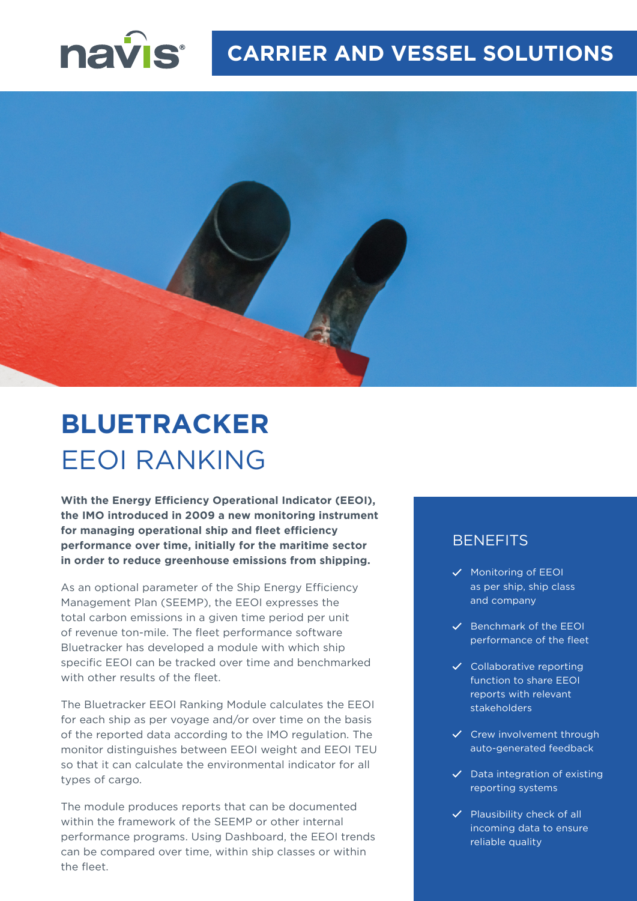navis®

CARRIER AND VESSEL SOLUTIONS

# BLUETRACKER
# EEOI RANKING

**With the Energy Efficiency Operational Indicator (EEOI), the IMO introduced in 2009 a new monitoring instrument for managing operational ship and fleet efficiency performance over time, initially for the maritime sector in order to reduce greenhouse emissions from shipping.**

As an optional parameter of the Ship Energy Efficiency Management Plan (SEEMP), the EEOI expresses the total carbon emissions in a given time period per unit of revenue ton-mile. The fleet performance software Bluetracker has developed a module with which ship specific EEOI can be tracked over time and benchmarked with other results of the fleet.

The Bluetracker EEOI Ranking Module calculates the EEOI for each ship as per voyage and/or over time on the basis of the reported data according to the IMO regulation. The monitor distinguishes between EEOI weight and EEOI TEU so that it can calculate the environmental indicator for all types of cargo.

The module produces reports that can be documented within the framework of the SEEMP or other internal performance programs. Using Dashboard, the EEOI trends can be compared over time, within ship classes or within the fleet.

## BENEFITS

- ✓ Monitoring of EEOI as per ship, ship class and company
- ✓ Benchmark of the EEOI performance of the fleet
- ✓ Collaborative reporting function to share EEOI reports with relevant stakeholders
- ✓ Crew involvement through auto-generated feedback
- ✓ Data integration of existing reporting systems
- ✓ Plausibility check of all incoming data to ensure reliable quality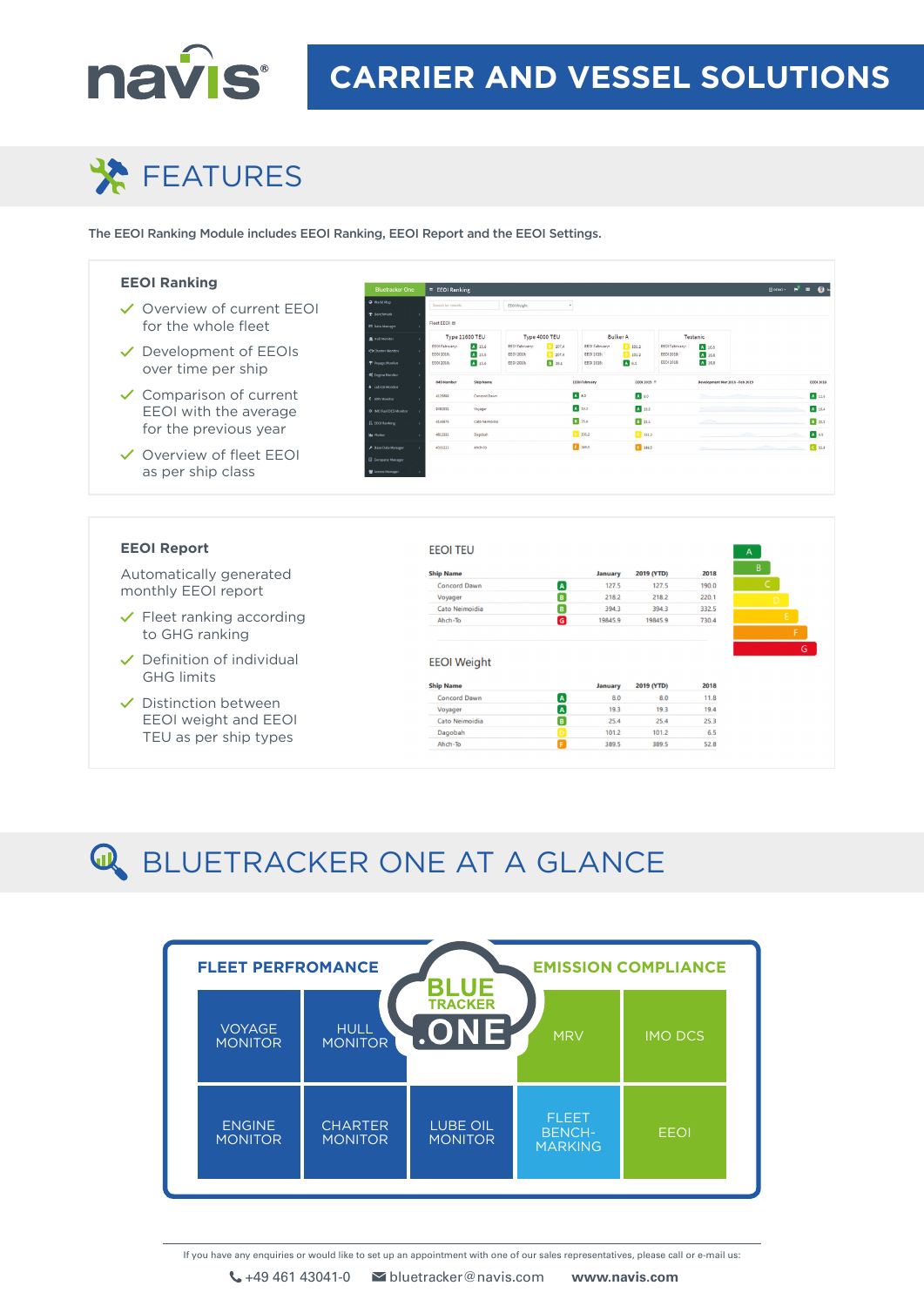# CARRIER AND VESSEL SOLUTIONS

## FEATURES

The EEOI Ranking Module includes EEOI Ranking, EEOI Report and the EEOI Settings.

### EEOI Ranking

- Overview of current EEOI for the whole fleet
- Development of EEOIs over time per ship
- Comparison of current EEOI with the average for the previous year
- Overview of fleet EEOI as per ship class

### EEOI Report

Automatically generated monthly EEOI report

- Fleet ranking according to GHG ranking
- Definition of individual GHG limits
- Distinction between EEOI weight and EEOI TEU as per ship types

EEOI TEU

| Ship Name | | January | 2019 (YTD) | 2018 |
|---|---|---|---|---|
| Concord Dawn | A | 127.5 | 127.5 | 190.0 |
| Voyager | B | 218.2 | 218.2 | 220.1 |
| Cato Neimoidia | B | 394.3 | 394.3 | 332.5 |
| Ahch-To | G | 19845.9 | 19845.9 | 730.4 |

EEOI Weight

| Ship Name | | January | 2019 (YTD) | 2018 |
|---|---|---|---|---|
| Concord Dawn | A | 8.0 | 8.0 | 11.8 |
| Voyager | A | 19.3 | 19.3 | 19.4 |
| Cato Neimoidia | B | 25.4 | 25.4 | 25.3 |
| Dagobah | D | 101.2 | 101.2 | 6.5 |
| Ahch-To | F | 389.5 | 389.5 | 52.8 |

A B C D E F G

## BLUETRACKER ONE AT A GLANCE

BLUE TRACKER .ONE

FLEET PERFROMANCE

- VOYAGE MONITOR
- HULL MONITOR
- ENGINE MONITOR
- CHARTER MONITOR
- LUBE OIL MONITOR

EMISSION COMPLIANCE

- MRV
- IMO DCS
- FLEET BENCH-MARKING
- EEOI

---

If you have any enquiries or would like to set up an appointment with one of our sales representatives, please call or e-mail us:

+49 461 43041-0 bluetracker@navis.com **www.navis.com**